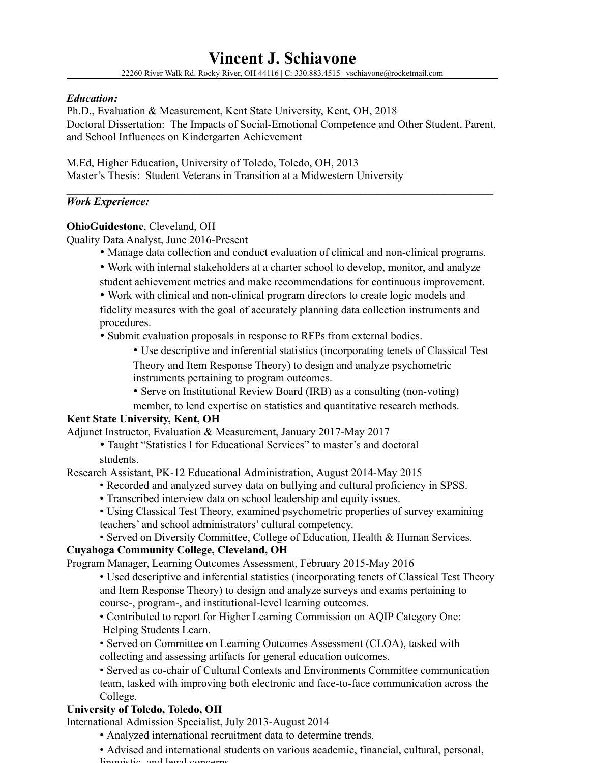# Vincent J. Schiavone

22260 River Walk Rd. Rocky River, OH 44116 | C: 330.883.4515 | vschiavone@rocketmail.com

***Education:***

Ph.D., Evaluation & Measurement, Kent State University, Kent, OH, 2018
Doctoral Dissertation: The Impacts of Social-Emotional Competence and Other Student, Parent, and School Influences on Kindergarten Achievement

M.Ed, Higher Education, University of Toledo, Toledo, OH, 2013
Master's Thesis: Student Veterans in Transition at a Midwestern University

---

***Work Experience:***

**OhioGuidestone**, Cleveland, OH
Quality Data Analyst, June 2016-Present

- Manage data collection and conduct evaluation of clinical and non-clinical programs.
- Work with internal stakeholders at a charter school to develop, monitor, and analyze student achievement metrics and make recommendations for continuous improvement.
- Work with clinical and non-clinical program directors to create logic models and fidelity measures with the goal of accurately planning data collection instruments and procedures.
- Submit evaluation proposals in response to RFPs from external bodies.
  - Use descriptive and inferential statistics (incorporating tenets of Classical Test Theory and Item Response Theory) to design and analyze psychometric instruments pertaining to program outcomes.
  - Serve on Institutional Review Board (IRB) as a consulting (non-voting) member, to lend expertise on statistics and quantitative research methods.

**Kent State University, Kent, OH**
Adjunct Instructor, Evaluation & Measurement, January 2017-May 2017

- Taught "Statistics I for Educational Services" to master's and doctoral students.

Research Assistant, PK-12 Educational Administration, August 2014-May 2015

- Recorded and analyzed survey data on bullying and cultural proficiency in SPSS.
- Transcribed interview data on school leadership and equity issues.
- Using Classical Test Theory, examined psychometric properties of survey examining teachers' and school administrators' cultural competency.
- Served on Diversity Committee, College of Education, Health & Human Services.

**Cuyahoga Community College, Cleveland, OH**
Program Manager, Learning Outcomes Assessment, February 2015-May 2016

- Used descriptive and inferential statistics (incorporating tenets of Classical Test Theory and Item Response Theory) to design and analyze surveys and exams pertaining to course-, program-, and institutional-level learning outcomes.
- Contributed to report for Higher Learning Commission on AQIP Category One: Helping Students Learn.
- Served on Committee on Learning Outcomes Assessment (CLOA), tasked with collecting and assessing artifacts for general education outcomes.
- Served as co-chair of Cultural Contexts and Environments Committee communication team, tasked with improving both electronic and face-to-face communication across the College.

**University of Toledo, Toledo, OH**
International Admission Specialist, July 2013-August 2014

- Analyzed international recruitment data to determine trends.
- Advised and international students on various academic, financial, cultural, personal, linguistic, and legal concerns.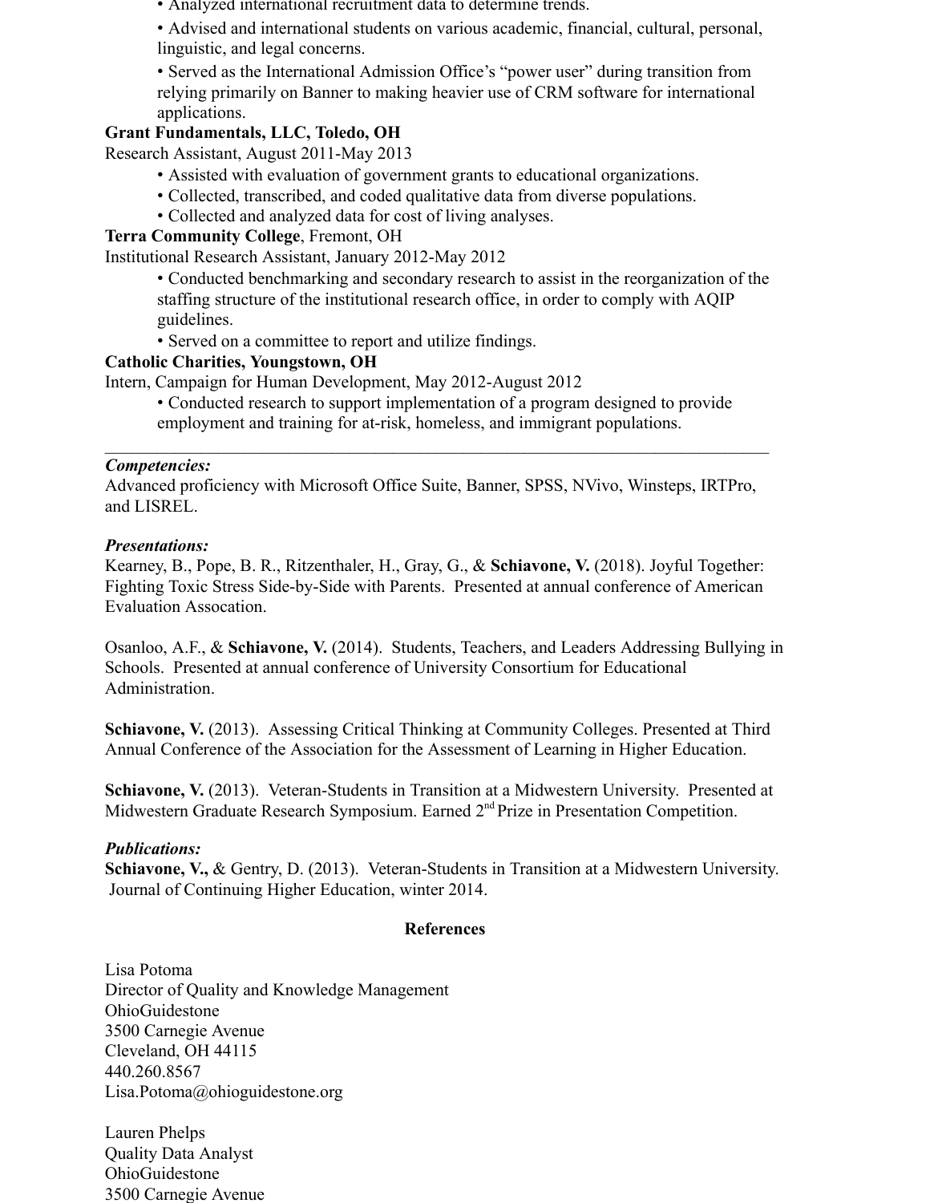- Analyzed international recruitment data to determine trends.
- Advised and international students on various academic, financial, cultural, personal, linguistic, and legal concerns.
- Served as the International Admission Office's "power user" during transition from relying primarily on Banner to making heavier use of CRM software for international applications.

**Grant Fundamentals, LLC, Toledo, OH**
Research Assistant, August 2011-May 2013

- Assisted with evaluation of government grants to educational organizations.
- Collected, transcribed, and coded qualitative data from diverse populations.
- Collected and analyzed data for cost of living analyses.

**Terra Community College**, Fremont, OH
Institutional Research Assistant, January 2012-May 2012

- Conducted benchmarking and secondary research to assist in the reorganization of the staffing structure of the institutional research office, in order to comply with AQIP guidelines.
- Served on a committee to report and utilize findings.

**Catholic Charities, Youngstown, OH**
Intern, Campaign for Human Development, May 2012-August 2012

- Conducted research to support implementation of a program designed to provide employment and training for at-risk, homeless, and immigrant populations.

---

***Competencies:***
Advanced proficiency with Microsoft Office Suite, Banner, SPSS, NVivo, Winsteps, IRTPro, and LISREL.

***Presentations:***
Kearney, B., Pope, B. R., Ritzenthaler, H., Gray, G., & **Schiavone, V.** (2018). Joyful Together: Fighting Toxic Stress Side-by-Side with Parents. Presented at annual conference of American Evaluation Assocation.

Osanloo, A.F., & **Schiavone, V.** (2014). Students, Teachers, and Leaders Addressing Bullying in Schools. Presented at annual conference of University Consortium for Educational Administration.

**Schiavone, V.** (2013). Assessing Critical Thinking at Community Colleges. Presented at Third Annual Conference of the Association for the Assessment of Learning in Higher Education.

**Schiavone, V.** (2013). Veteran-Students in Transition at a Midwestern University. Presented at Midwestern Graduate Research Symposium. Earned 2nd Prize in Presentation Competition.

***Publications:***
**Schiavone, V.,** & Gentry, D. (2013). Veteran-Students in Transition at a Midwestern University. Journal of Continuing Higher Education, winter 2014.

**References**

Lisa Potoma
Director of Quality and Knowledge Management
OhioGuidestone
3500 Carnegie Avenue
Cleveland, OH 44115
440.260.8567
Lisa.Potoma@ohioguidestone.org

Lauren Phelps
Quality Data Analyst
OhioGuidestone
3500 Carnegie Avenue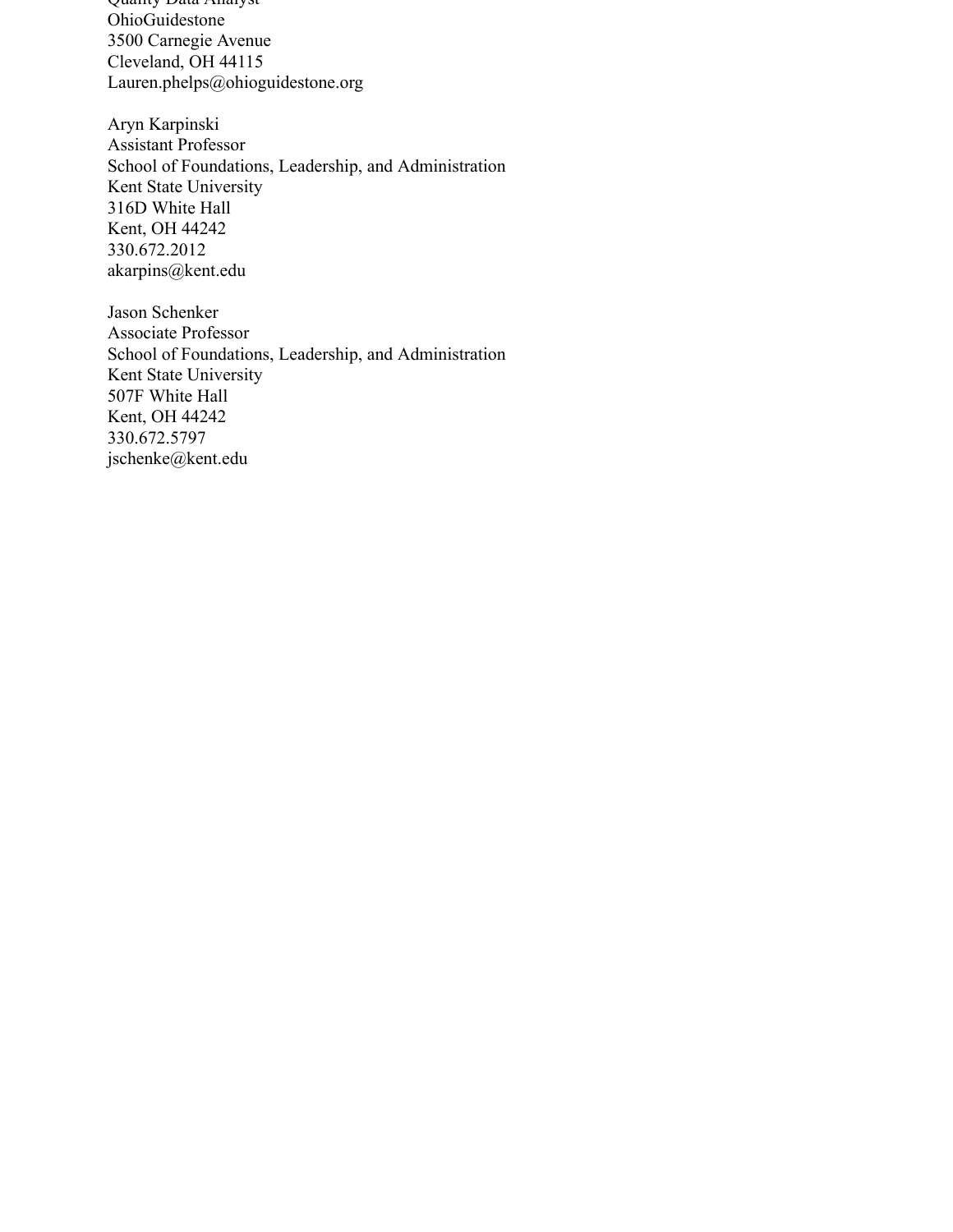Quality Data Analyst
OhioGuidestone
3500 Carnegie Avenue
Cleveland, OH 44115
Lauren.phelps@ohioguidestone.org

Aryn Karpinski
Assistant Professor
School of Foundations, Leadership, and Administration
Kent State University
316D White Hall
Kent, OH 44242
330.672.2012
akarpins@kent.edu

Jason Schenker
Associate Professor
School of Foundations, Leadership, and Administration
Kent State University
507F White Hall
Kent, OH 44242
330.672.5797
jschenke@kent.edu